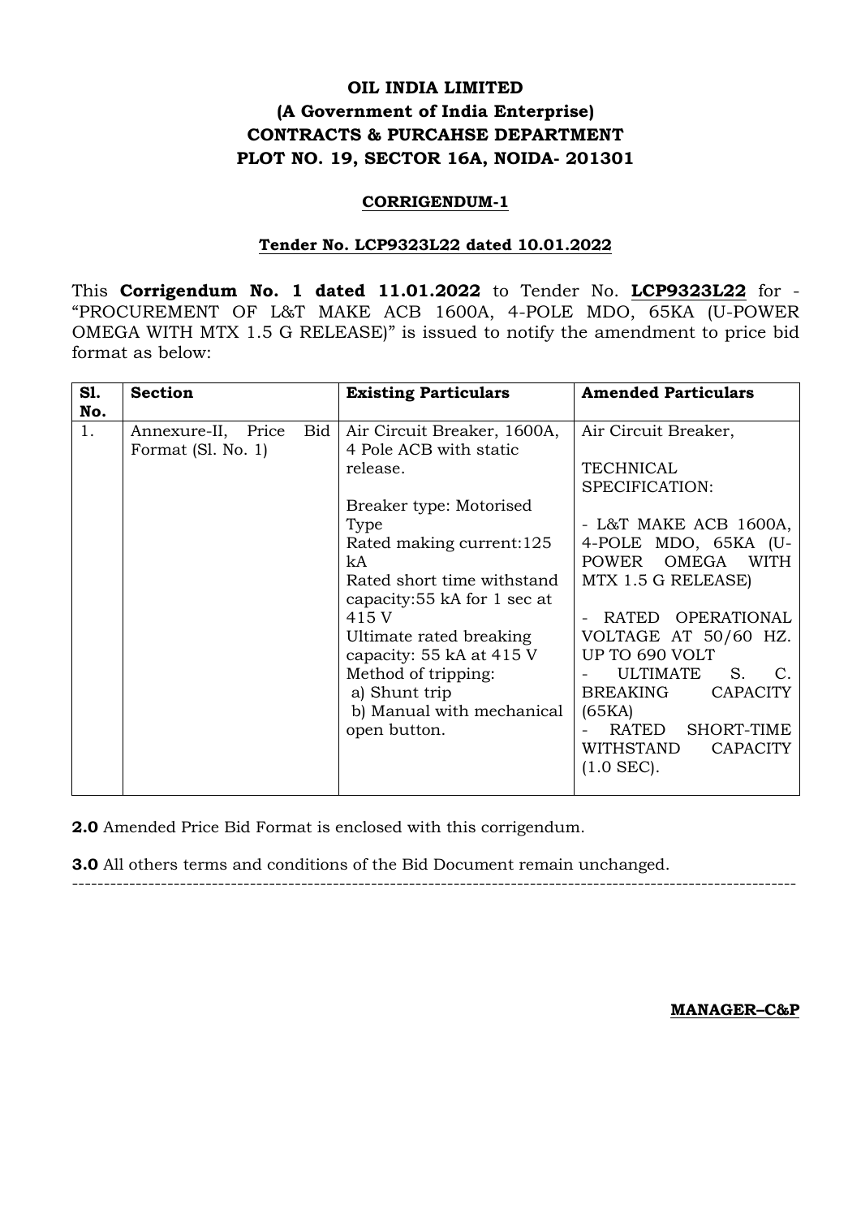# OIL INDIA LIMITED
## (A Government of India Enterprise)
## CONTRACTS & PURCAHSE DEPARTMENT
## PLOT NO. 19, SECTOR 16A, NOIDA- 201301

### CORRIGENDUM-1

### Tender No. LCP9323L22 dated 10.01.2022

This **Corrigendum No. 1 dated 11.01.2022** to Tender No. **LCP9323L22** for - "PROCUREMENT OF L&T MAKE ACB 1600A, 4-POLE MDO, 65KA (U-POWER OMEGA WITH MTX 1.5 G RELEASE)" is issued to notify the amendment to price bid format as below:

| Sl. No. | Section | Existing Particulars | Amended Particulars |
|---|---|---|---|
| 1. | Annexure-II, Price Bid Format (Sl. No. 1) | Air Circuit Breaker, 1600A, 4 Pole ACB with static release.<br><br>Breaker type: Motorised Type<br>Rated making current:125 kA<br>Rated short time withstand capacity:55 kA for 1 sec at 415 V<br>Ultimate rated breaking capacity: 55 kA at 415 V<br>Method of tripping:<br>a) Shunt trip<br>b) Manual with mechanical open button. | Air Circuit Breaker,<br><br>TECHNICAL SPECIFICATION:<br><br>- L&T MAKE ACB 1600A, 4-POLE MDO, 65KA (U-POWER OMEGA WITH MTX 1.5 G RELEASE)<br><br>- RATED OPERATIONAL VOLTAGE AT 50/60 HZ. UP TO 690 VOLT<br>- ULTIMATE S. C. BREAKING CAPACITY (65KA)<br>- RATED SHORT-TIME WITHSTAND CAPACITY (1.0 SEC). |

**2.0** Amended Price Bid Format is enclosed with this corrigendum.

**3.0** All others terms and conditions of the Bid Document remain unchanged.

---

**MANAGER–C&P**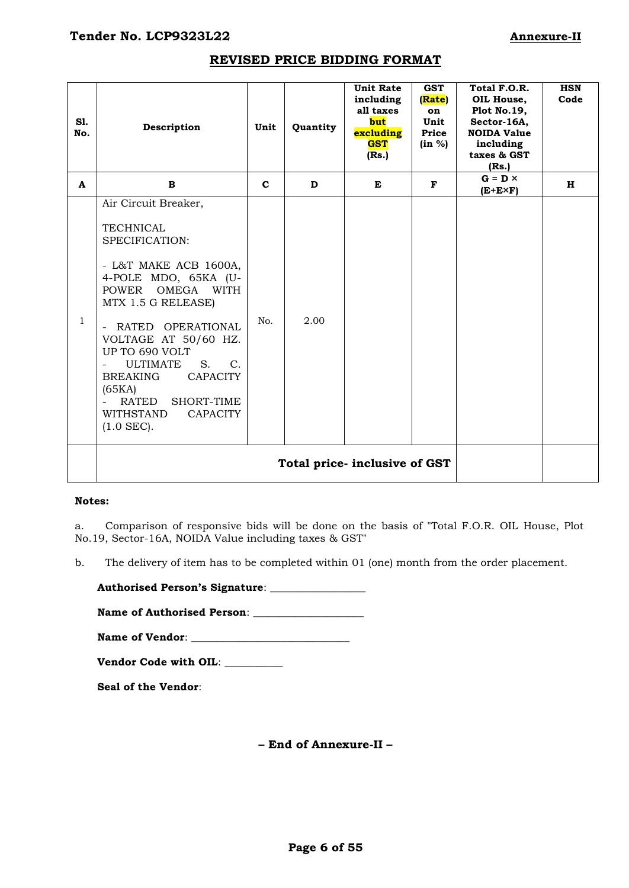**Tender No. LCP9323L22** **Annexure-II**

## REVISED PRICE BIDDING FORMAT

| Sl. No. | Description | Unit | Quantity | Unit Rate including all taxes but excluding GST (Rs.) | GST (Rate) on Unit Price (in %) | Total F.O.R. OIL House, Plot No.19, Sector-16A, NOIDA Value including taxes & GST (Rs.) | HSN Code |
|---|---|---|---|---|---|---|---|
| A | B | C | D | E | F | G = D × (E+E×F) | H |
| 1 | Air Circuit Breaker,<br><br>TECHNICAL SPECIFICATION:<br><br>- L&T MAKE ACB 1600A, 4-POLE MDO, 65KA (U-POWER OMEGA WITH MTX 1.5 G RELEASE)<br><br>- RATED OPERATIONAL VOLTAGE AT 50/60 HZ. UP TO 690 VOLT<br>- ULTIMATE S. C. BREAKING CAPACITY (65KA)<br>- RATED SHORT-TIME WITHSTAND CAPACITY (1.0 SEC). | No. | 2.00 | | | | |
| | **Total price- inclusive of GST** | | | | | | |

**Notes:**

a. Comparison of responsive bids will be done on the basis of "Total F.O.R. OIL House, Plot No.19, Sector-16A, NOIDA Value including taxes & GST"

b. The delivery of item has to be completed within 01 (one) month from the order placement.

**Authorised Person's Signature**: ________________

**Name of Authorised Person**: ___________________

**Name of Vendor**: ____________________________

**Vendor Code with OIL**: __________

**Seal of the Vendor**:

**– End of Annexure-II –**